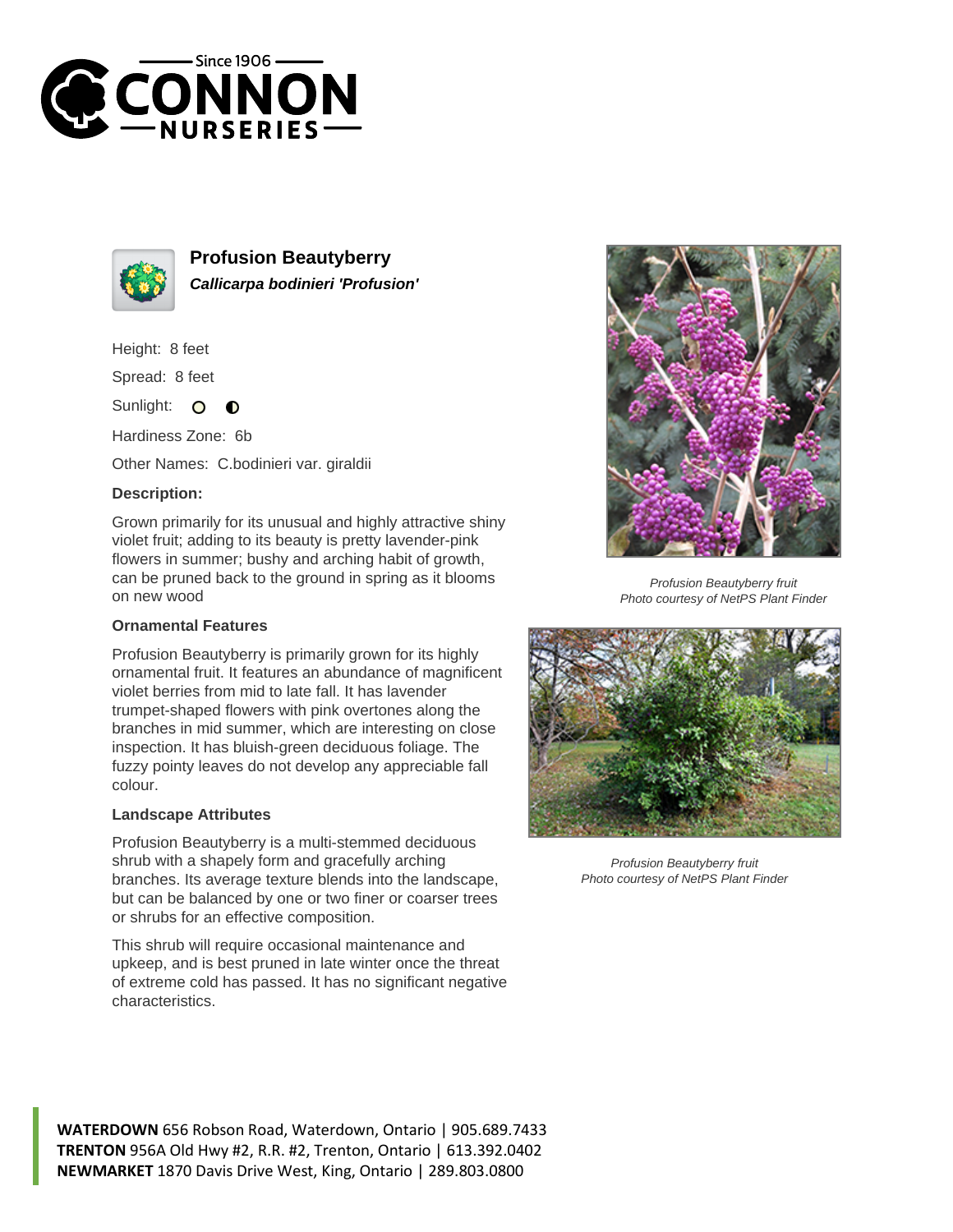# Profusion Beautyberry

***Callicarpa bodinieri 'Profusion'***

Height: 8 feet

Spread: 8 feet

Sunlight: ○ ◐

Hardiness Zone: 6b

Other Names: C.bodinieri var. giraldii

**Description:**

Grown primarily for its unusual and highly attractive shiny violet fruit; adding to its beauty is pretty lavender-pink flowers in summer; bushy and arching habit of growth, can be pruned back to the ground in spring as it blooms on new wood

### Ornamental Features

Profusion Beautyberry is primarily grown for its highly ornamental fruit. It features an abundance of magnificent violet berries from mid to late fall. It has lavender trumpet-shaped flowers with pink overtones along the branches in mid summer, which are interesting on close inspection. It has bluish-green deciduous foliage. The fuzzy pointy leaves do not develop any appreciable fall colour.

### Landscape Attributes

Profusion Beautyberry is a multi-stemmed deciduous shrub with a shapely form and gracefully arching branches. Its average texture blends into the landscape, but can be balanced by one or two finer or coarser trees or shrubs for an effective composition.

This shrub will require occasional maintenance and upkeep, and is best pruned in late winter once the threat of extreme cold has passed. It has no significant negative characteristics.

*Profusion Beautyberry fruit*
*Photo courtesy of NetPS Plant Finder*

*Profusion Beautyberry fruit*
*Photo courtesy of NetPS Plant Finder*

**WATERDOWN** 656 Robson Road, Waterdown, Ontario | 905.689.7433
**TRENTON** 956A Old Hwy #2, R.R. #2, Trenton, Ontario | 613.392.0402
**NEWMARKET** 1870 Davis Drive West, King, Ontario | 289.803.0800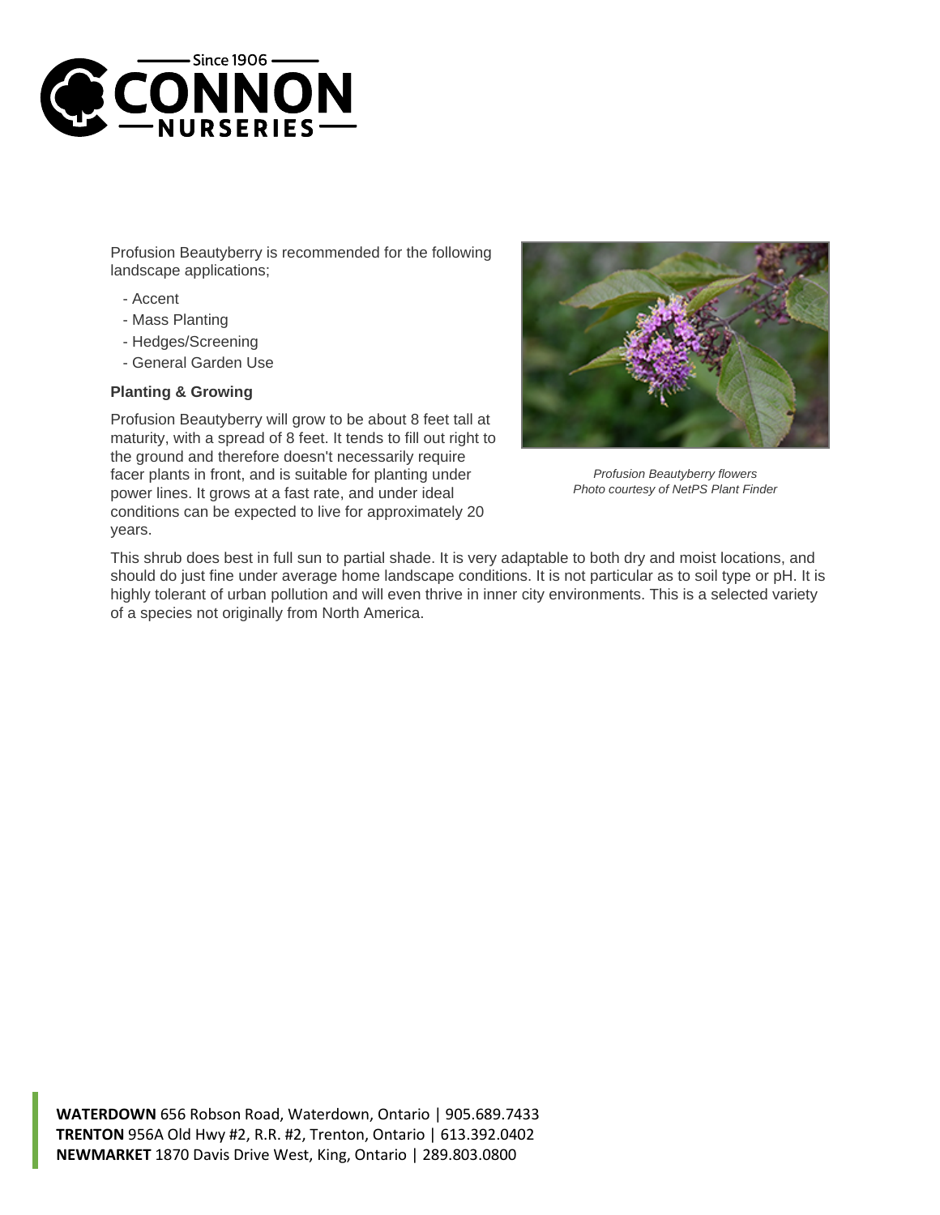Profusion Beautyberry is recommended for the following landscape applications;

- Accent
- Mass Planting
- Hedges/Screening
- General Garden Use

**Planting & Growing**

Profusion Beautyberry will grow to be about 8 feet tall at maturity, with a spread of 8 feet. It tends to fill out right to the ground and therefore doesn't necessarily require facer plants in front, and is suitable for planting under power lines. It grows at a fast rate, and under ideal conditions can be expected to live for approximately 20 years.

*Profusion Beautyberry flowers*
*Photo courtesy of NetPS Plant Finder*

This shrub does best in full sun to partial shade. It is very adaptable to both dry and moist locations, and should do just fine under average home landscape conditions. It is not particular as to soil type or pH. It is highly tolerant of urban pollution and will even thrive in inner city environments. This is a selected variety of a species not originally from North America.